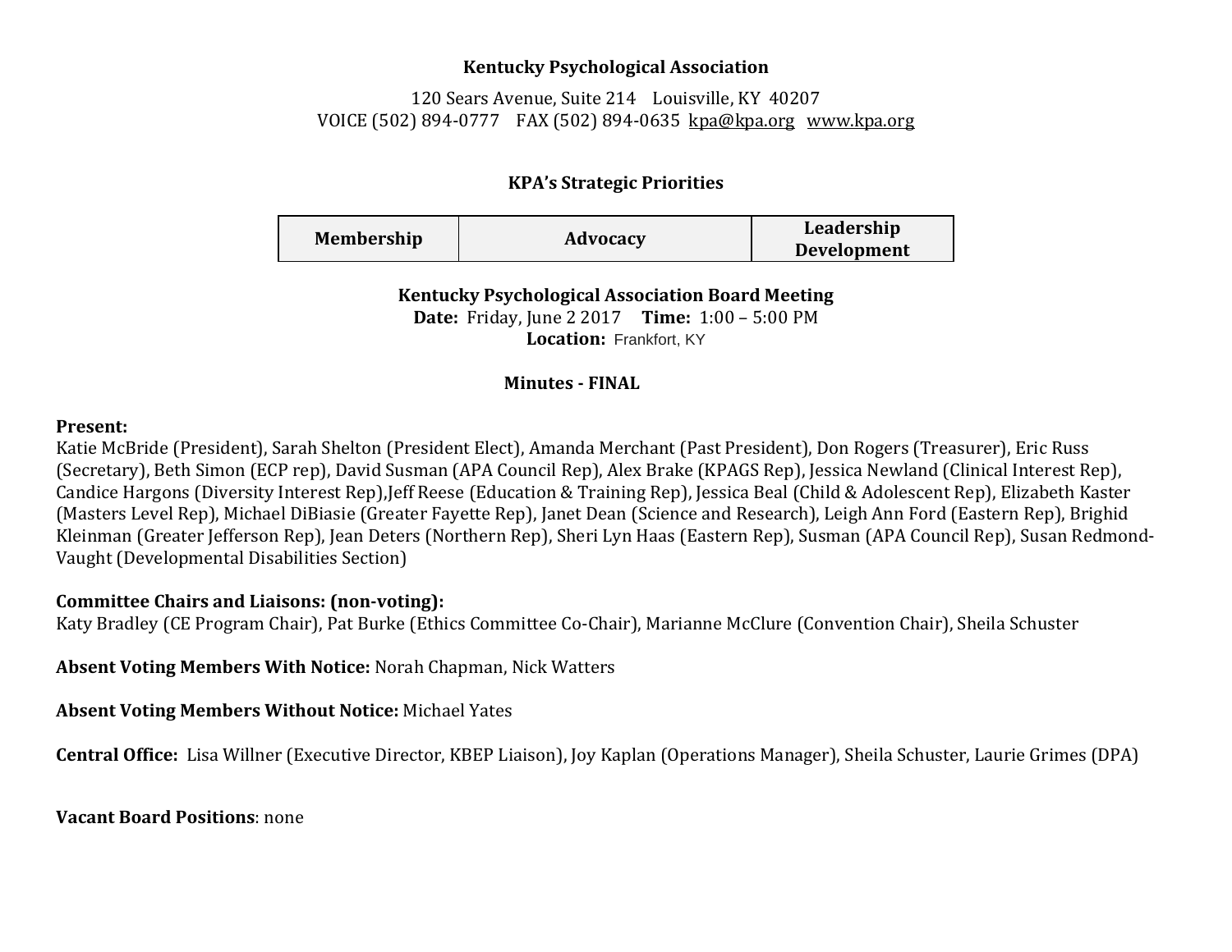**Kentucky Psychological Association**

120 Sears Avenue, Suite 214 Louisville, KY 40207
VOICE (502) 894-0777 FAX (502) 894-0635 kpa@kpa.org www.kpa.org

**KPA's Strategic Priorities**

| Membership | Advocacy | Leadership Development |
|---|---|---|

**Kentucky Psychological Association Board Meeting**
**Date:** Friday, June 2 2017 **Time:** 1:00 – 5:00 PM
**Location:** Frankfort, KY

**Minutes - FINAL**

**Present:**
Katie McBride (President), Sarah Shelton (President Elect), Amanda Merchant (Past President), Don Rogers (Treasurer), Eric Russ (Secretary), Beth Simon (ECP rep), David Susman (APA Council Rep), Alex Brake (KPAGS Rep), Jessica Newland (Clinical Interest Rep), Candice Hargons (Diversity Interest Rep),Jeff Reese (Education & Training Rep), Jessica Beal (Child & Adolescent Rep), Elizabeth Kaster (Masters Level Rep), Michael DiBiasie (Greater Fayette Rep), Janet Dean (Science and Research), Leigh Ann Ford (Eastern Rep), Brighid Kleinman (Greater Jefferson Rep), Jean Deters (Northern Rep), Sheri Lyn Haas (Eastern Rep), Susman (APA Council Rep), Susan Redmond-Vaught (Developmental Disabilities Section)

**Committee Chairs and Liaisons: (non-voting):**
Katy Bradley (CE Program Chair), Pat Burke (Ethics Committee Co-Chair), Marianne McClure (Convention Chair), Sheila Schuster

**Absent Voting Members With Notice:** Norah Chapman, Nick Watters

**Absent Voting Members Without Notice:** Michael Yates

**Central Office:** Lisa Willner (Executive Director, KBEP Liaison), Joy Kaplan (Operations Manager), Sheila Schuster, Laurie Grimes (DPA)

**Vacant Board Positions**: none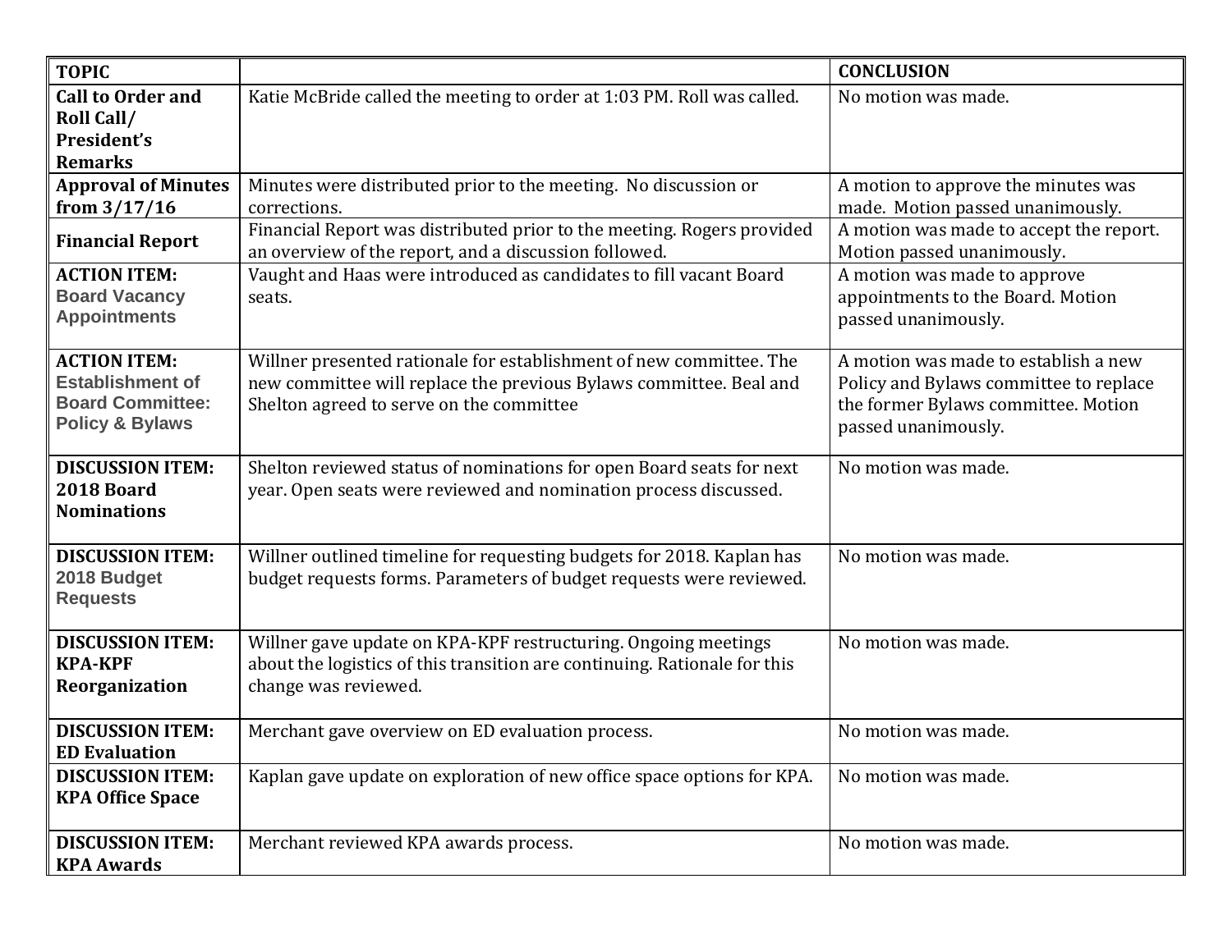| TOPIC | | CONCLUSION |
|---|---|---|
| **Call to Order and Roll Call/ President's Remarks** | Katie McBride called the meeting to order at 1:03 PM. Roll was called. | No motion was made. |
| **Approval of Minutes from 3/17/16** | Minutes were distributed prior to the meeting. No discussion or corrections. | A motion to approve the minutes was made. Motion passed unanimously. |
| **Financial Report** | Financial Report was distributed prior to the meeting. Rogers provided an overview of the report, and a discussion followed. | A motion was made to accept the report. Motion passed unanimously. |
| **ACTION ITEM: Board Vacancy Appointments** | Vaught and Haas were introduced as candidates to fill vacant Board seats. | A motion was made to approve appointments to the Board. Motion passed unanimously. |
| **ACTION ITEM: Establishment of Board Committee: Policy & Bylaws** | Willner presented rationale for establishment of new committee. The new committee will replace the previous Bylaws committee. Beal and Shelton agreed to serve on the committee | A motion was made to establish a new Policy and Bylaws committee to replace the former Bylaws committee. Motion passed unanimously. |
| **DISCUSSION ITEM: 2018 Board Nominations** | Shelton reviewed status of nominations for open Board seats for next year. Open seats were reviewed and nomination process discussed. | No motion was made. |
| **DISCUSSION ITEM: 2018 Budget Requests** | Willner outlined timeline for requesting budgets for 2018. Kaplan has budget requests forms. Parameters of budget requests were reviewed. | No motion was made. |
| **DISCUSSION ITEM: KPA-KPF Reorganization** | Willner gave update on KPA-KPF restructuring. Ongoing meetings about the logistics of this transition are continuing. Rationale for this change was reviewed. | No motion was made. |
| **DISCUSSION ITEM: ED Evaluation** | Merchant gave overview on ED evaluation process. | No motion was made. |
| **DISCUSSION ITEM: KPA Office Space** | Kaplan gave update on exploration of new office space options for KPA. | No motion was made. |
| **DISCUSSION ITEM: KPA Awards** | Merchant reviewed KPA awards process. | No motion was made. |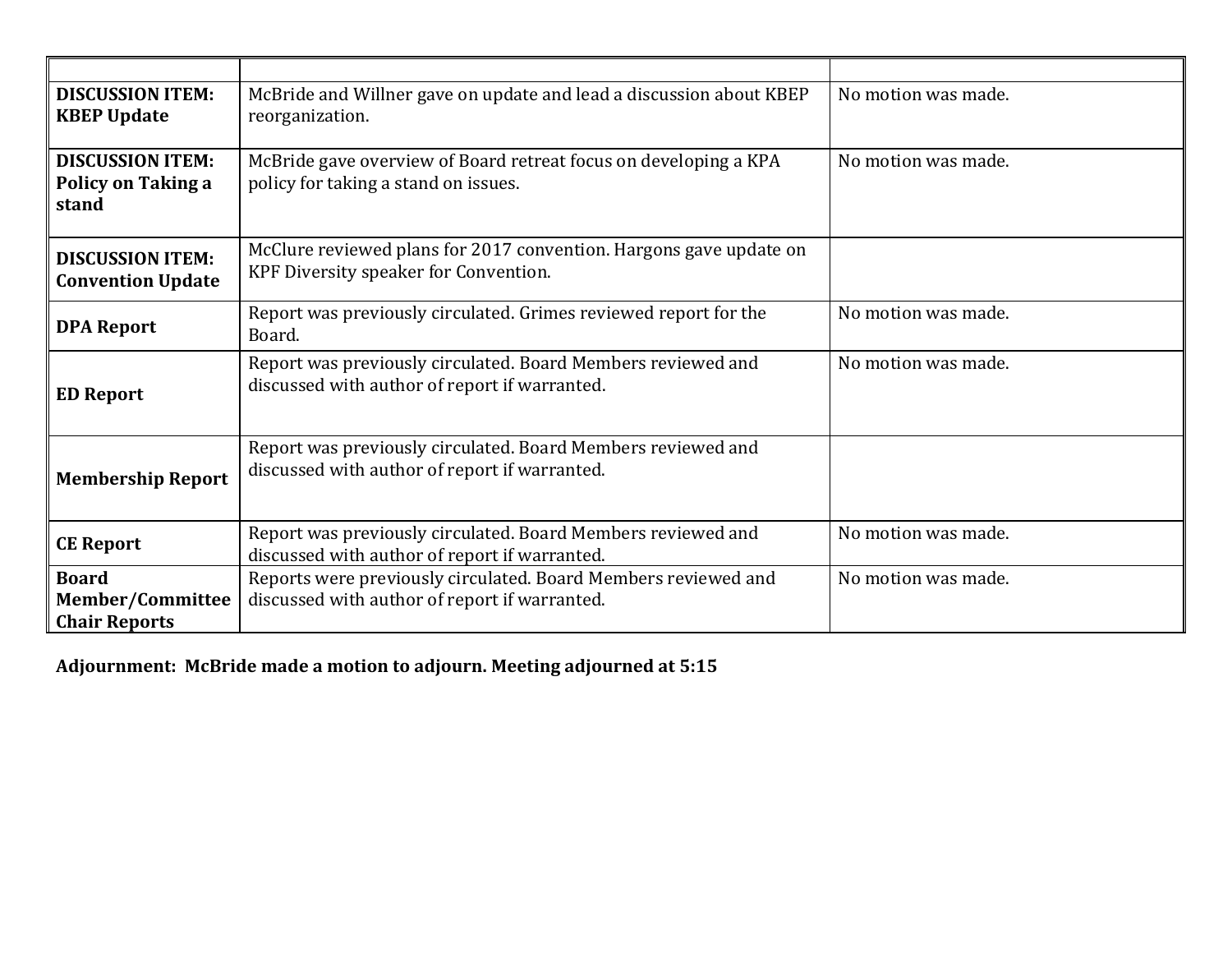| | | |
|---|---|---|
| **DISCUSSION ITEM: KBEP Update** | McBride and Willner gave on update and lead a discussion about KBEP reorganization. | No motion was made. |
| **DISCUSSION ITEM: Policy on Taking a stand** | McBride gave overview of Board retreat focus on developing a KPA policy for taking a stand on issues. | No motion was made. |
| **DISCUSSION ITEM: Convention Update** | McClure reviewed plans for 2017 convention. Hargons gave update on KPF Diversity speaker for Convention. | |
| **DPA Report** | Report was previously circulated. Grimes reviewed report for the Board. | No motion was made. |
| **ED Report** | Report was previously circulated. Board Members reviewed and discussed with author of report if warranted. | No motion was made. |
| **Membership Report** | Report was previously circulated. Board Members reviewed and discussed with author of report if warranted. | |
| **CE Report** | Report was previously circulated. Board Members reviewed and discussed with author of report if warranted. | No motion was made. |
| **Board Member/Committee Chair Reports** | Reports were previously circulated. Board Members reviewed and discussed with author of report if warranted. | No motion was made. |

**Adjournment: McBride made a motion to adjourn. Meeting adjourned at 5:15**